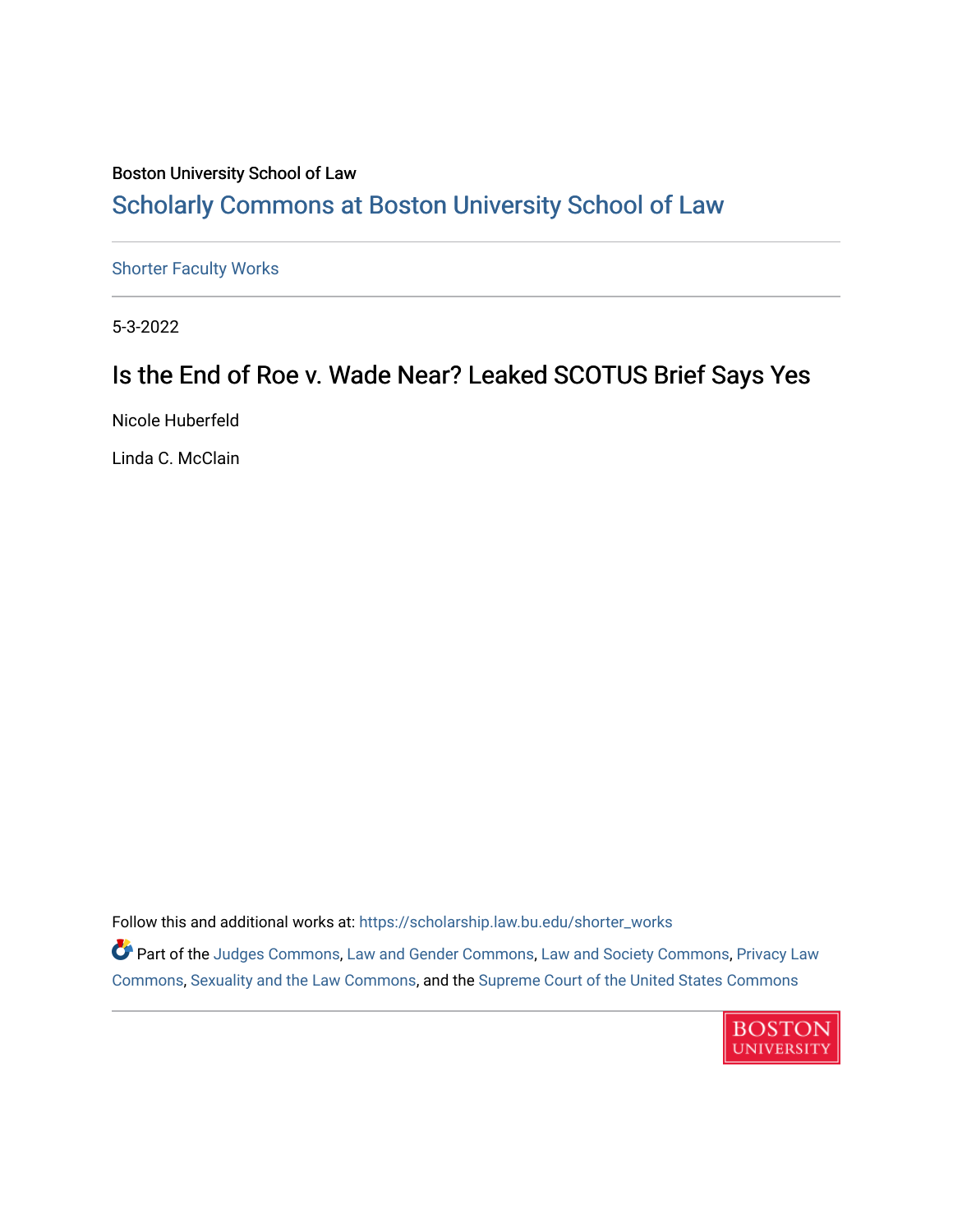Boston University School of Law

## Scholarly Commons at Boston University School of Law

Shorter Faculty Works

5-3-2022

# Is the End of Roe v. Wade Near? Leaked SCOTUS Brief Says Yes

Nicole Huberfeld

Linda C. McClain

Follow this and additional works at: https://scholarship.law.bu.edu/shorter_works

Part of the Judges Commons, Law and Gender Commons, Law and Society Commons, Privacy Law Commons, Sexuality and the Law Commons, and the Supreme Court of the United States Commons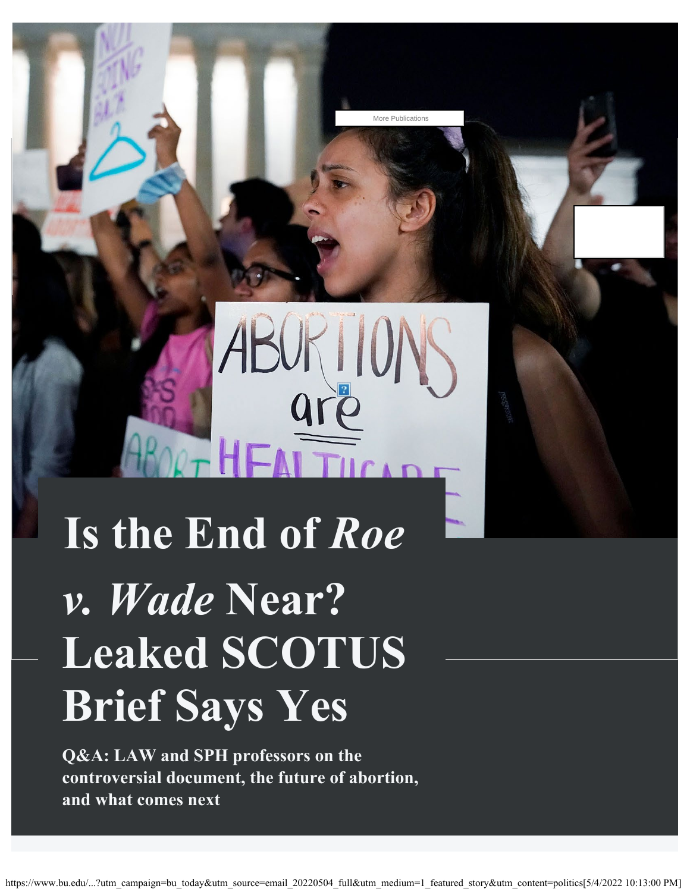# Is the End of *Roe v. Wade* Near? Leaked SCOTUS Brief Says Yes

**Q&A: LAW and SPH professors on the controversial document, the future of abortion, and what comes next**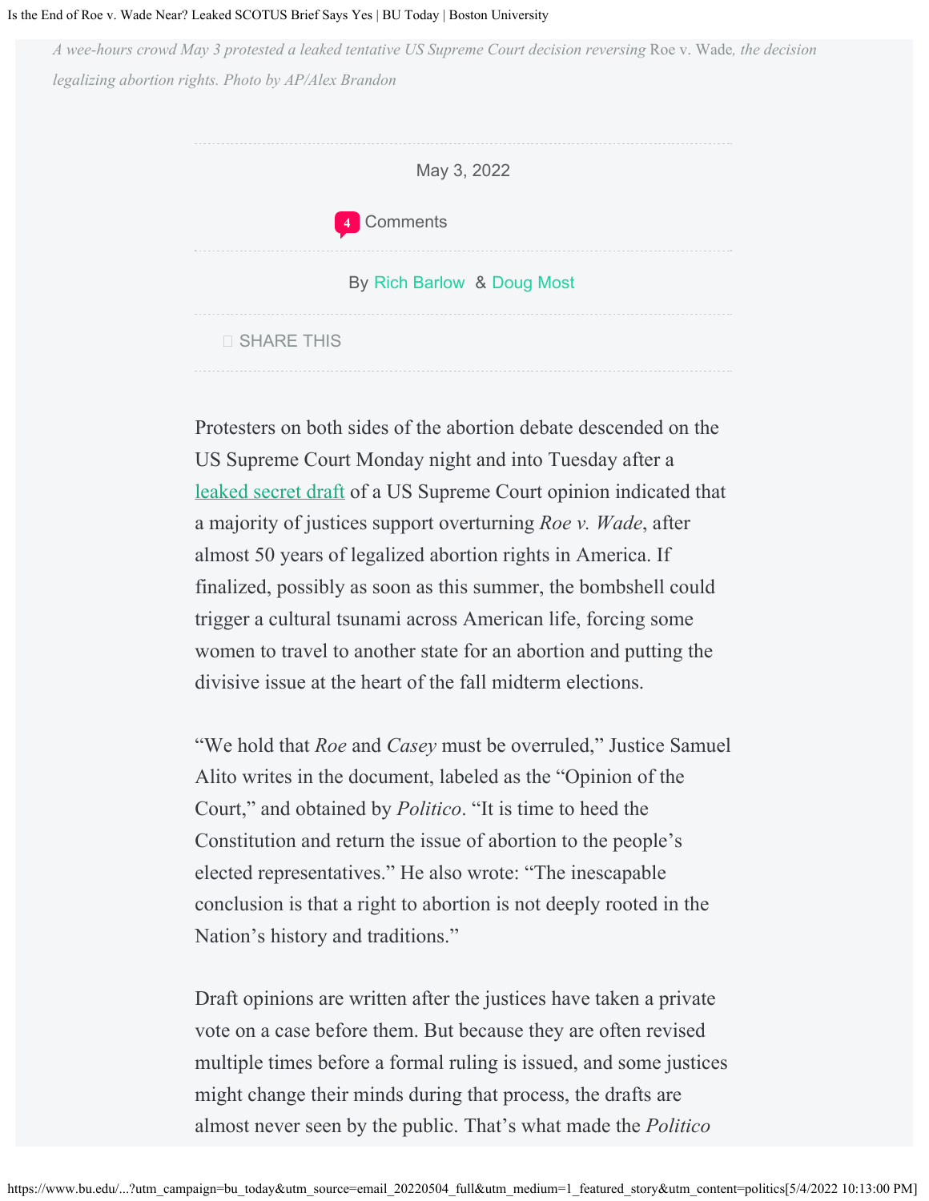*A wee-hours crowd May 3 protested a leaked tentative US Supreme Court decision reversing* Roe v. Wade*, the decision legalizing abortion rights. Photo by AP/Alex Brandon*

May 3, 2022

4 Comments

By Rich Barlow & Doug Most

SHARE THIS

Protesters on both sides of the abortion debate descended on the US Supreme Court Monday night and into Tuesday after a leaked secret draft of a US Supreme Court opinion indicated that a majority of justices support overturning *Roe v. Wade*, after almost 50 years of legalized abortion rights in America. If finalized, possibly as soon as this summer, the bombshell could trigger a cultural tsunami across American life, forcing some women to travel to another state for an abortion and putting the divisive issue at the heart of the fall midterm elections.

"We hold that *Roe* and *Casey* must be overruled," Justice Samuel Alito writes in the document, labeled as the "Opinion of the Court," and obtained by *Politico*. "It is time to heed the Constitution and return the issue of abortion to the people's elected representatives." He also wrote: "The inescapable conclusion is that a right to abortion is not deeply rooted in the Nation's history and traditions."

Draft opinions are written after the justices have taken a private vote on a case before them. But because they are often revised multiple times before a formal ruling is issued, and some justices might change their minds during that process, the drafts are almost never seen by the public. That's what made the *Politico*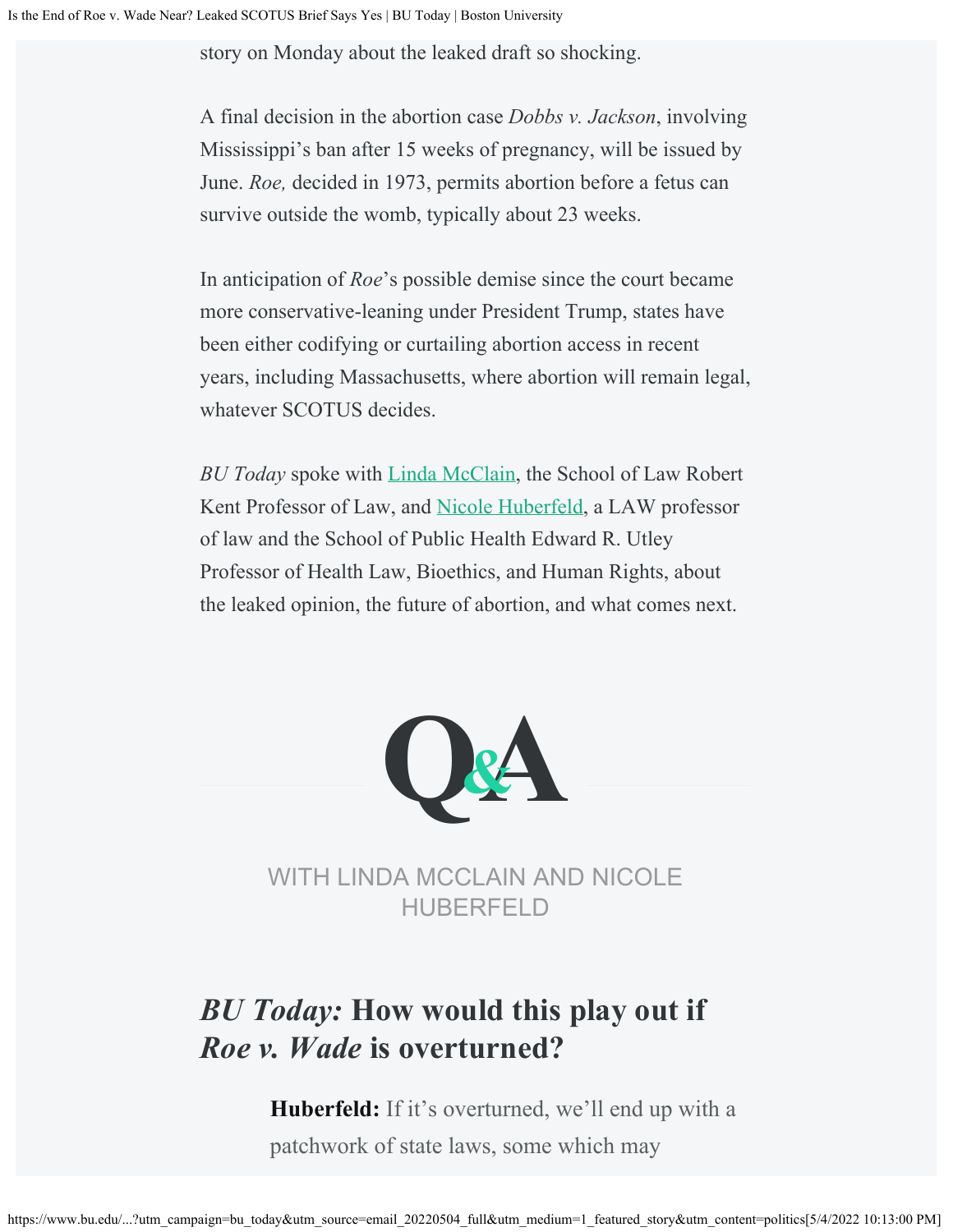story on Monday about the leaked draft so shocking.

A final decision in the abortion case *Dobbs v. Jackson*, involving Mississippi's ban after 15 weeks of pregnancy, will be issued by June. *Roe,* decided in 1973, permits abortion before a fetus can survive outside the womb, typically about 23 weeks.

In anticipation of *Roe*'s possible demise since the court became more conservative-leaning under President Trump, states have been either codifying or curtailing abortion access in recent years, including Massachusetts, where abortion will remain legal, whatever SCOTUS decides.

*BU Today* spoke with [Linda McClain], the School of Law Robert Kent Professor of Law, and [Nicole Huberfeld], a LAW professor of law and the School of Public Health Edward R. Utley Professor of Health Law, Bioethics, and Human Rights, about the leaked opinion, the future of abortion, and what comes next.

Q&A

WITH LINDA MCCLAIN AND NICOLE HUBERFELD

## *BU Today:* How would this play out if *Roe v. Wade* is overturned?

**Huberfeld:** If it's overturned, we'll end up with a patchwork of state laws, some which may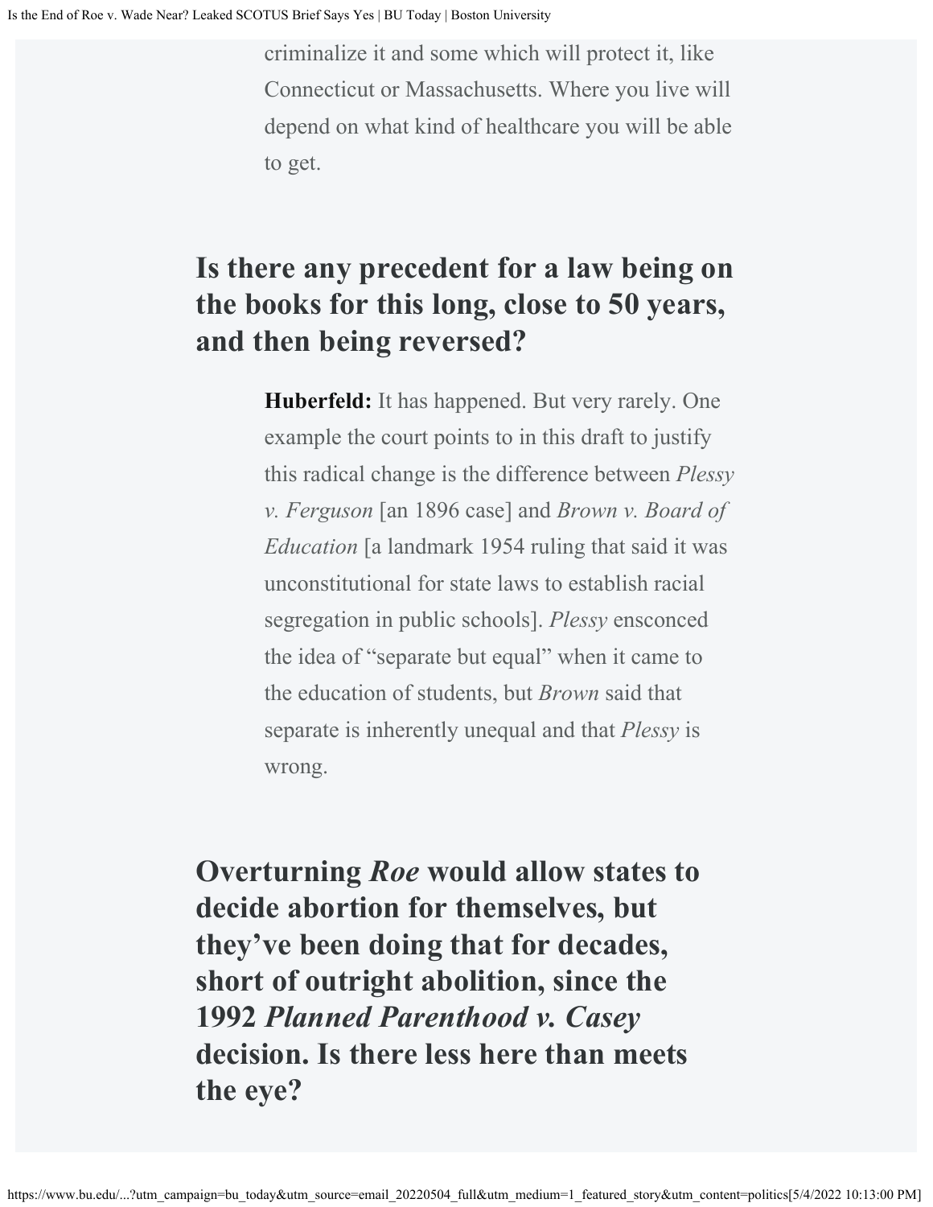criminalize it and some which will protect it, like Connecticut or Massachusetts. Where you live will depend on what kind of healthcare you will be able to get.

## Is there any precedent for a law being on the books for this long, close to 50 years, and then being reversed?

**Huberfeld:** It has happened. But very rarely. One example the court points to in this draft to justify this radical change is the difference between *Plessy v. Ferguson* [an 1896 case] and *Brown v. Board of Education* [a landmark 1954 ruling that said it was unconstitutional for state laws to establish racial segregation in public schools]. *Plessy* ensconced the idea of "separate but equal" when it came to the education of students, but *Brown* said that separate is inherently unequal and that *Plessy* is wrong.

## Overturning *Roe* would allow states to decide abortion for themselves, but they've been doing that for decades, short of outright abolition, since the 1992 *Planned Parenthood v. Casey* decision. Is there less here than meets the eye?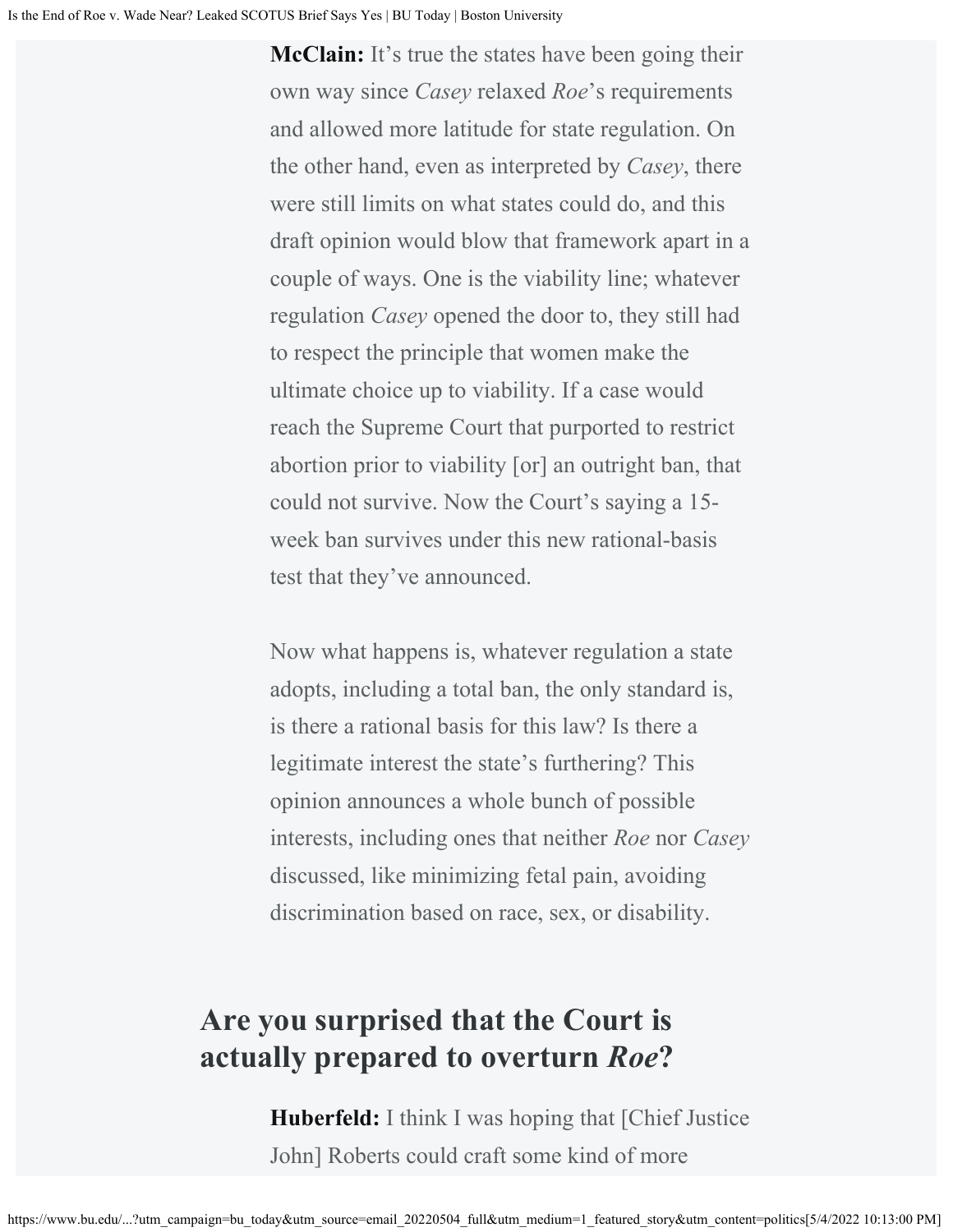**McClain:** It's true the states have been going their own way since *Casey* relaxed *Roe*'s requirements and allowed more latitude for state regulation. On the other hand, even as interpreted by *Casey*, there were still limits on what states could do, and this draft opinion would blow that framework apart in a couple of ways. One is the viability line; whatever regulation *Casey* opened the door to, they still had to respect the principle that women make the ultimate choice up to viability. If a case would reach the Supreme Court that purported to restrict abortion prior to viability [or] an outright ban, that could not survive. Now the Court's saying a 15-week ban survives under this new rational-basis test that they've announced.

Now what happens is, whatever regulation a state adopts, including a total ban, the only standard is, is there a rational basis for this law? Is there a legitimate interest the state's furthering? This opinion announces a whole bunch of possible interests, including ones that neither *Roe* nor *Casey* discussed, like minimizing fetal pain, avoiding discrimination based on race, sex, or disability.

## Are you surprised that the Court is actually prepared to overturn *Roe*?

**Huberfeld:** I think I was hoping that [Chief Justice John] Roberts could craft some kind of more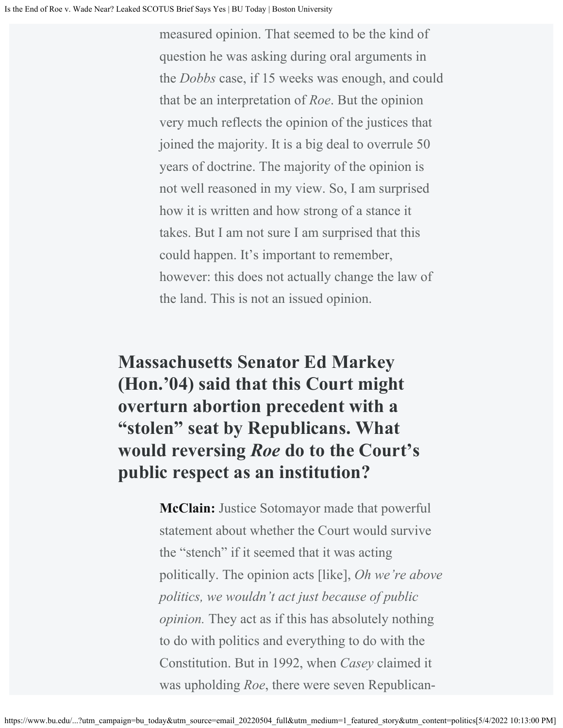measured opinion. That seemed to be the kind of question he was asking during oral arguments in the *Dobbs* case, if 15 weeks was enough, and could that be an interpretation of *Roe*. But the opinion very much reflects the opinion of the justices that joined the majority. It is a big deal to overrule 50 years of doctrine. The majority of the opinion is not well reasoned in my view. So, I am surprised how it is written and how strong of a stance it takes. But I am not sure I am surprised that this could happen. It's important to remember, however: this does not actually change the law of the land. This is not an issued opinion.

## Massachusetts Senator Ed Markey (Hon.'04) said that this Court might overturn abortion precedent with a "stolen" seat by Republicans. What would reversing *Roe* do to the Court's public respect as an institution?

**McClain:** Justice Sotomayor made that powerful statement about whether the Court would survive the "stench" if it seemed that it was acting politically. The opinion acts [like], *Oh we're above politics, we wouldn't act just because of public opinion.* They act as if this has absolutely nothing to do with politics and everything to do with the Constitution. But in 1992, when *Casey* claimed it was upholding *Roe*, there were seven Republican-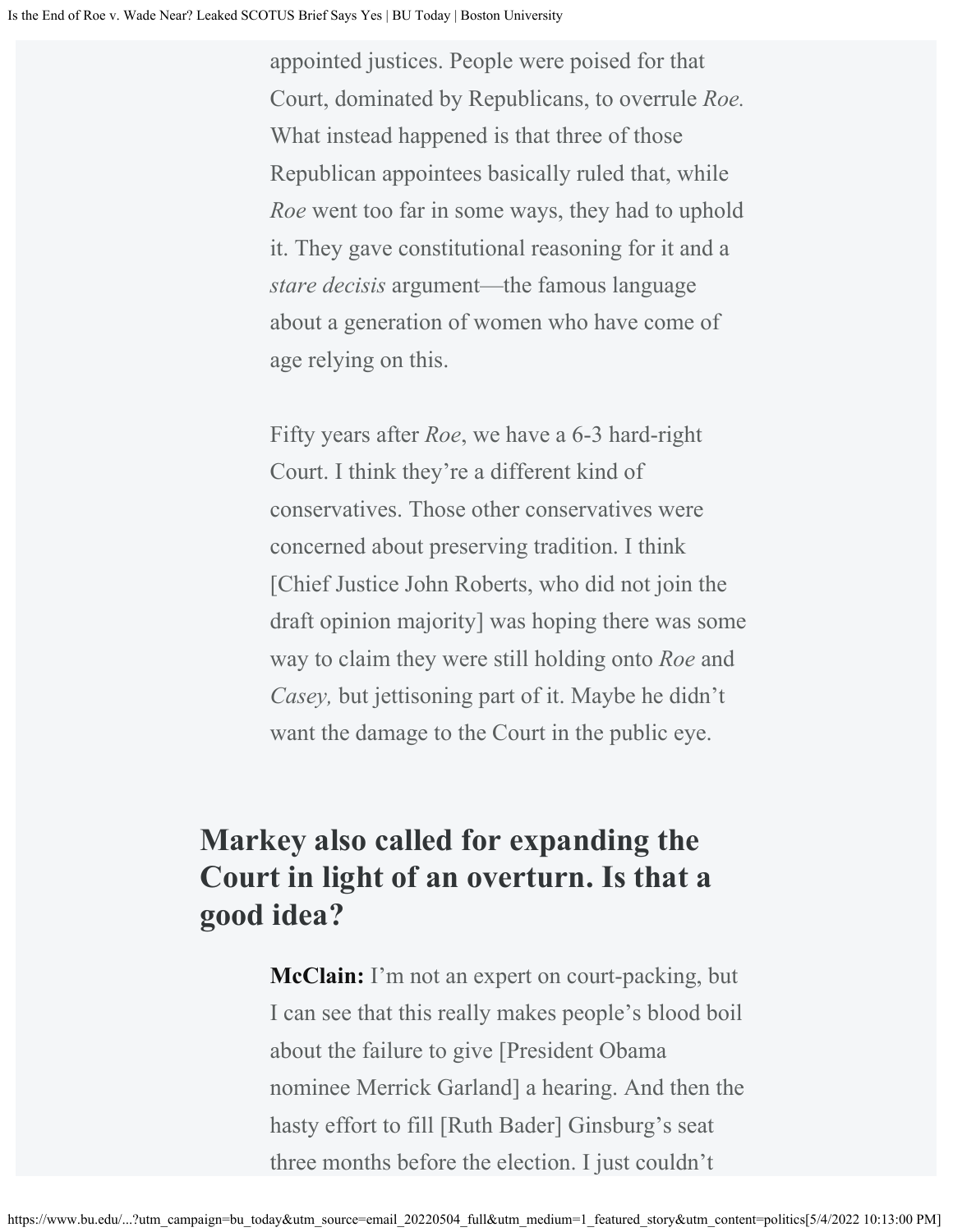appointed justices. People were poised for that Court, dominated by Republicans, to overrule *Roe.* What instead happened is that three of those Republican appointees basically ruled that, while *Roe* went too far in some ways, they had to uphold it. They gave constitutional reasoning for it and a *stare decisis* argument—the famous language about a generation of women who have come of age relying on this.

Fifty years after *Roe*, we have a 6-3 hard-right Court. I think they're a different kind of conservatives. Those other conservatives were concerned about preserving tradition. I think [Chief Justice John Roberts, who did not join the draft opinion majority] was hoping there was some way to claim they were still holding onto *Roe* and *Casey,* but jettisoning part of it. Maybe he didn't want the damage to the Court in the public eye.

## Markey also called for expanding the Court in light of an overturn. Is that a good idea?

**McClain:** I'm not an expert on court-packing, but I can see that this really makes people's blood boil about the failure to give [President Obama nominee Merrick Garland] a hearing. And then the hasty effort to fill [Ruth Bader] Ginsburg's seat three months before the election. I just couldn't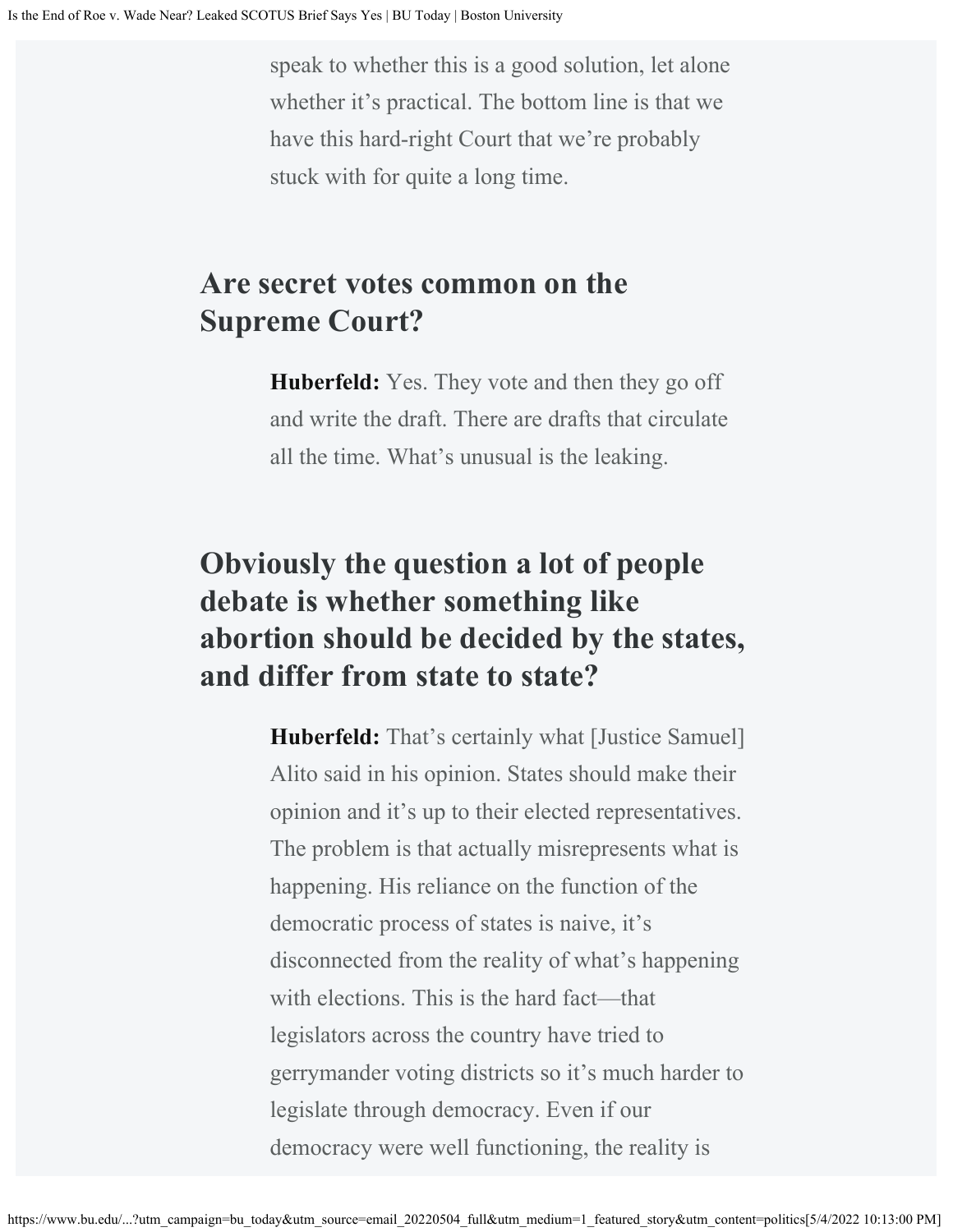speak to whether this is a good solution, let alone whether it's practical. The bottom line is that we have this hard-right Court that we're probably stuck with for quite a long time.

## Are secret votes common on the Supreme Court?

**Huberfeld:** Yes. They vote and then they go off and write the draft. There are drafts that circulate all the time. What's unusual is the leaking.

## Obviously the question a lot of people debate is whether something like abortion should be decided by the states, and differ from state to state?

**Huberfeld:** That's certainly what [Justice Samuel] Alito said in his opinion. States should make their opinion and it's up to their elected representatives. The problem is that actually misrepresents what is happening. His reliance on the function of the democratic process of states is naive, it's disconnected from the reality of what's happening with elections. This is the hard fact—that legislators across the country have tried to gerrymander voting districts so it's much harder to legislate through democracy. Even if our democracy were well functioning, the reality is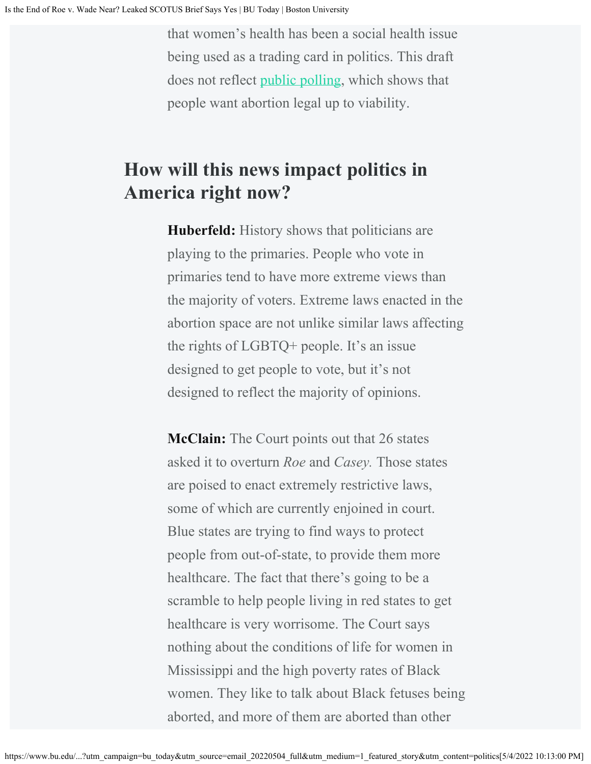that women's health has been a social health issue being used as a trading card in politics. This draft does not reflect public polling, which shows that people want abortion legal up to viability.

## How will this news impact politics in America right now?

**Huberfeld:** History shows that politicians are playing to the primaries. People who vote in primaries tend to have more extreme views than the majority of voters. Extreme laws enacted in the abortion space are not unlike similar laws affecting the rights of LGBTQ+ people. It's an issue designed to get people to vote, but it's not designed to reflect the majority of opinions.

**McClain:** The Court points out that 26 states asked it to overturn *Roe* and *Casey.* Those states are poised to enact extremely restrictive laws, some of which are currently enjoined in court. Blue states are trying to find ways to protect people from out-of-state, to provide them more healthcare. The fact that there's going to be a scramble to help people living in red states to get healthcare is very worrisome. The Court says nothing about the conditions of life for women in Mississippi and the high poverty rates of Black women. They like to talk about Black fetuses being aborted, and more of them are aborted than other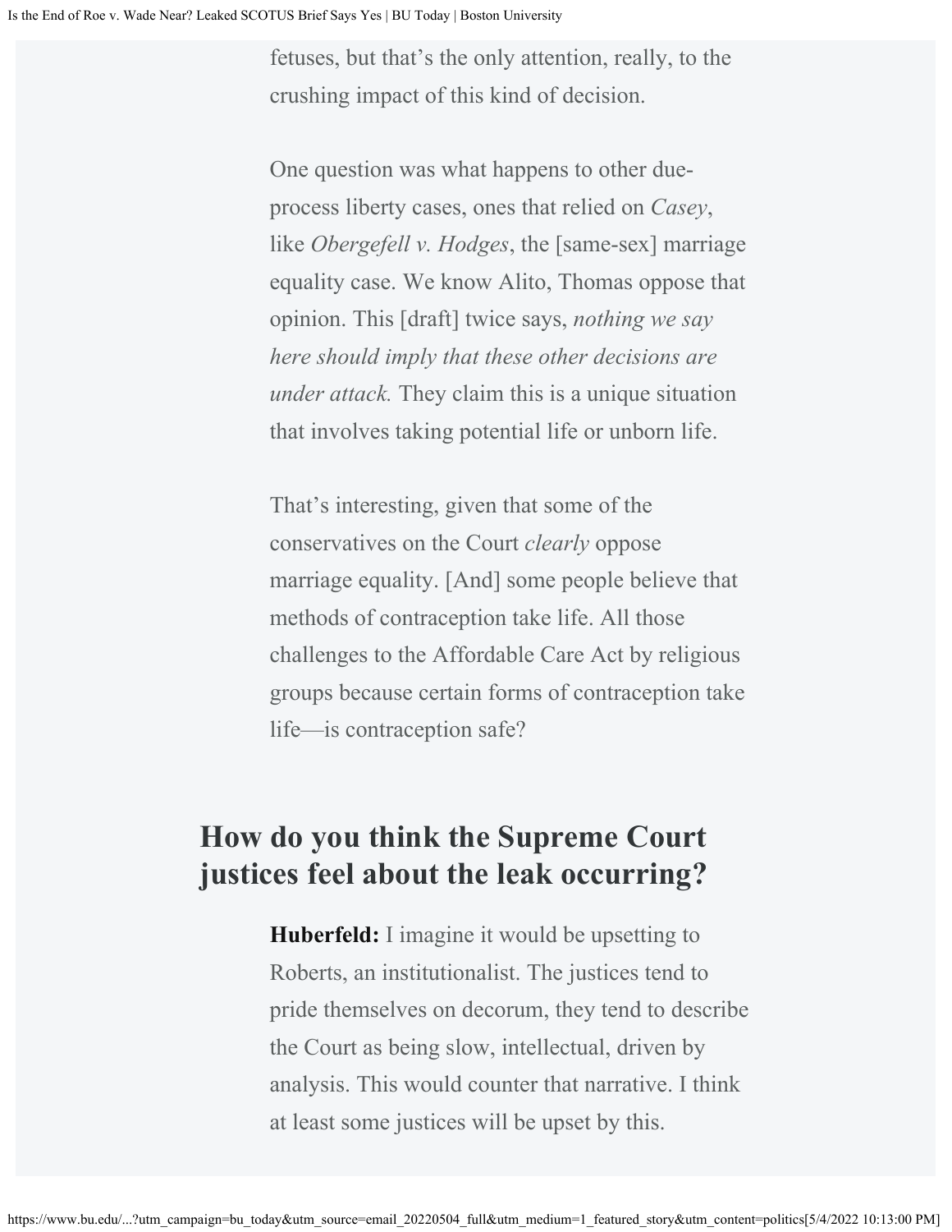fetuses, but that's the only attention, really, to the crushing impact of this kind of decision.

One question was what happens to other due-process liberty cases, ones that relied on *Casey*, like *Obergefell v. Hodges*, the [same-sex] marriage equality case. We know Alito, Thomas oppose that opinion. This [draft] twice says, *nothing we say here should imply that these other decisions are under attack.* They claim this is a unique situation that involves taking potential life or unborn life.

That's interesting, given that some of the conservatives on the Court *clearly* oppose marriage equality. [And] some people believe that methods of contraception take life. All those challenges to the Affordable Care Act by religious groups because certain forms of contraception take life—is contraception safe?

## How do you think the Supreme Court justices feel about the leak occurring?

**Huberfeld:** I imagine it would be upsetting to Roberts, an institutionalist. The justices tend to pride themselves on decorum, they tend to describe the Court as being slow, intellectual, driven by analysis. This would counter that narrative. I think at least some justices will be upset by this.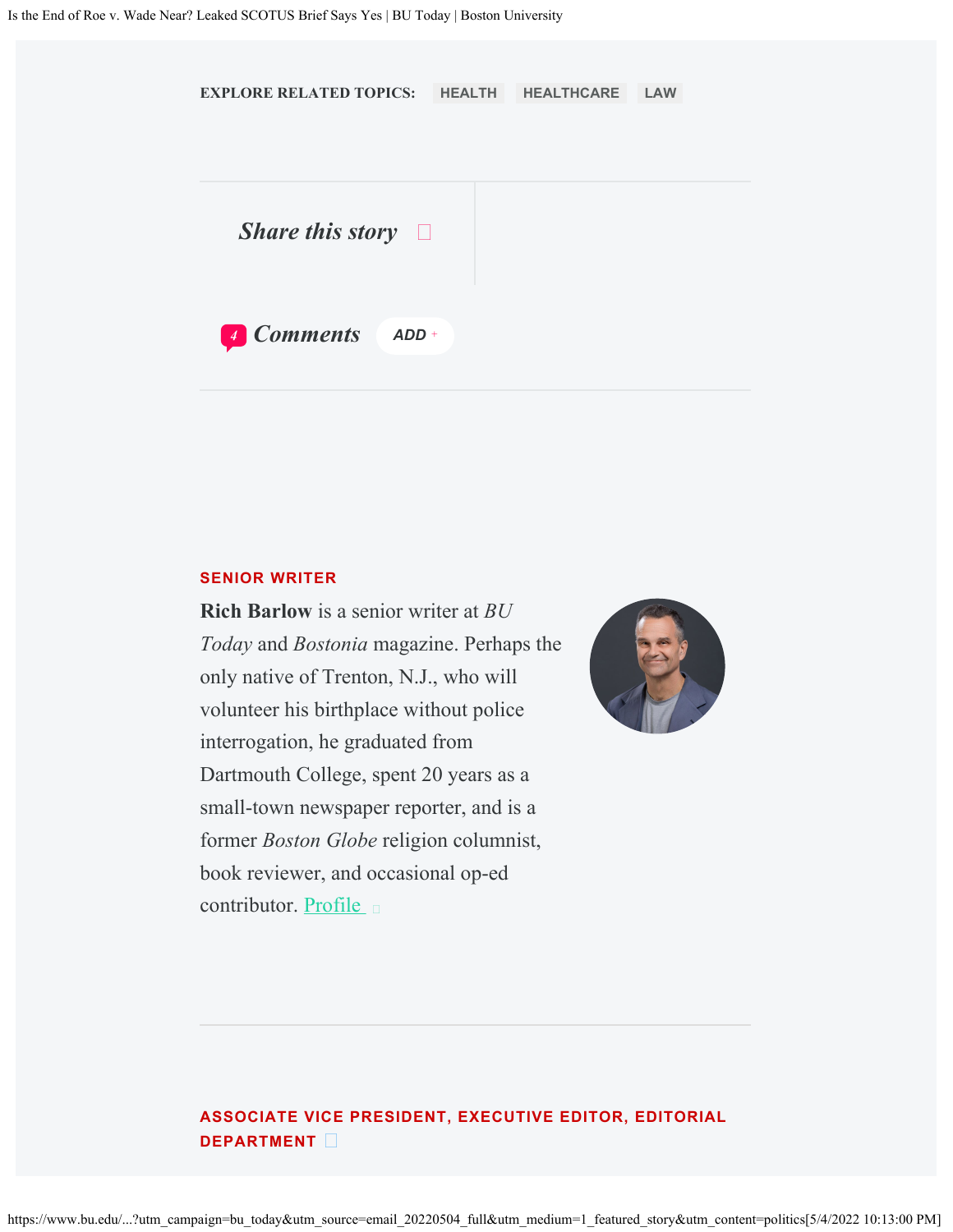**EXPLORE RELATED TOPICS:** HEALTH HEALTHCARE LAW

*Share this story*

4 *Comments* ADD +

**SENIOR WRITER**

**Rich Barlow** is a senior writer at *BU Today* and *Bostonia* magazine. Perhaps the only native of Trenton, N.J., who will volunteer his birthplace without police interrogation, he graduated from Dartmouth College, spent 20 years as a small-town newspaper reporter, and is a former *Boston Globe* religion columnist, book reviewer, and occasional op-ed contributor. Profile

**ASSOCIATE VICE PRESIDENT, EXECUTIVE EDITOR, EDITORIAL DEPARTMENT**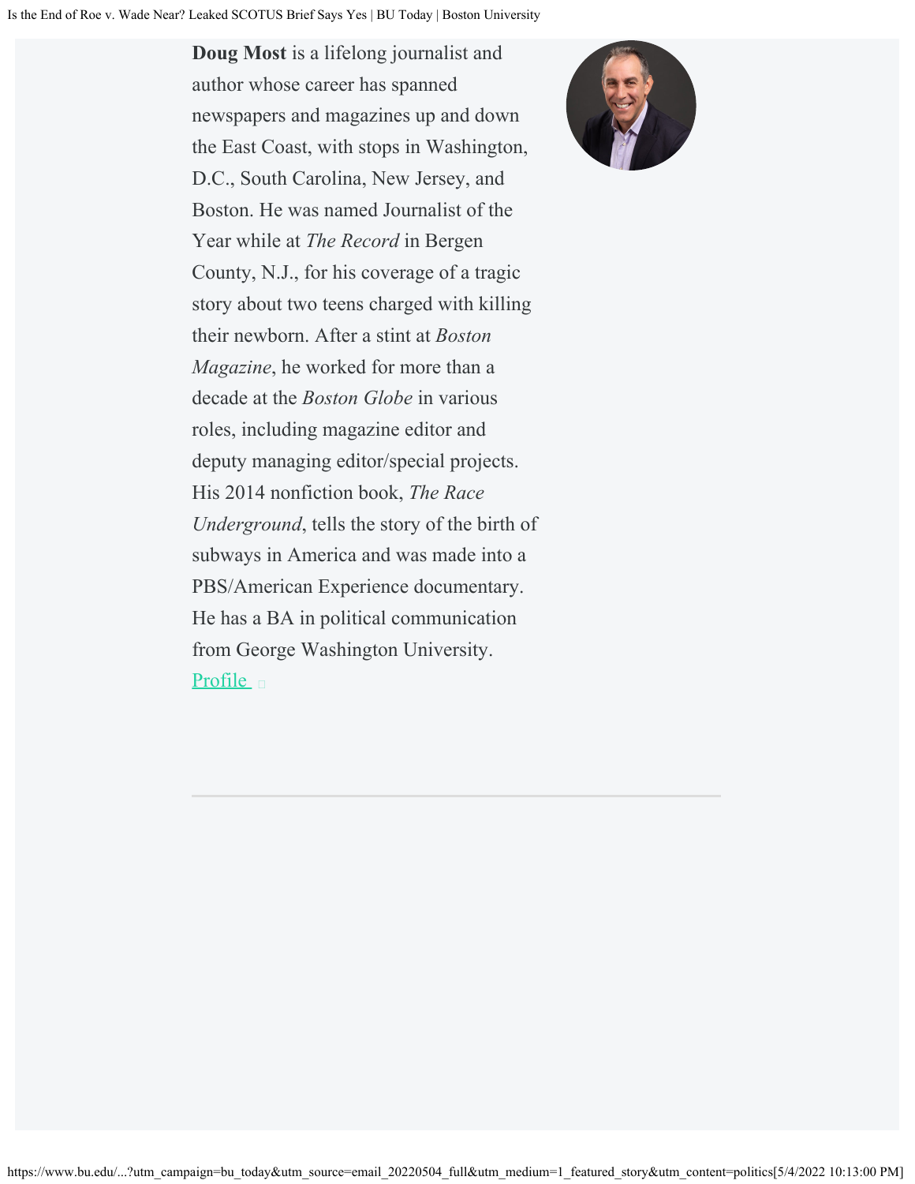**Doug Most** is a lifelong journalist and author whose career has spanned newspapers and magazines up and down the East Coast, with stops in Washington, D.C., South Carolina, New Jersey, and Boston. He was named Journalist of the Year while at *The Record* in Bergen County, N.J., for his coverage of a tragic story about two teens charged with killing their newborn. After a stint at *Boston Magazine*, he worked for more than a decade at the *Boston Globe* in various roles, including magazine editor and deputy managing editor/special projects. His 2014 nonfiction book, *The Race Underground*, tells the story of the birth of subways in America and was made into a PBS/American Experience documentary. He has a BA in political communication from George Washington University.

Profile